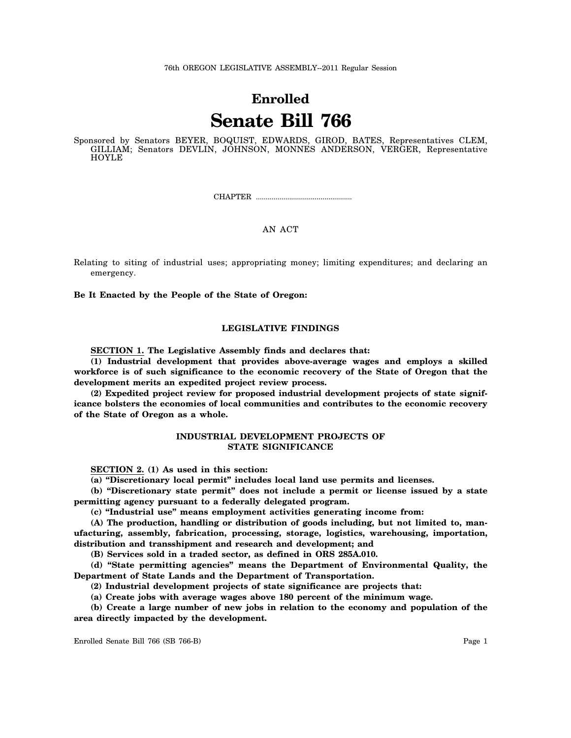76th OREGON LEGISLATIVE ASSEMBLY--2011 Regular Session

# Enrolled
# Senate Bill 766

Sponsored by Senators BEYER, BOQUIST, EDWARDS, GIROD, BATES, Representatives CLEM, GILLIAM; Senators DEVLIN, JOHNSON, MONNES ANDERSON, VERGER, Representative HOYLE

CHAPTER .................................................

AN ACT

Relating to siting of industrial uses; appropriating money; limiting expenditures; and declaring an emergency.

**Be It Enacted by the People of the State of Oregon:**

## LEGISLATIVE FINDINGS

**SECTION 1. The Legislative Assembly finds and declares that:**

**(1) Industrial development that provides above-average wages and employs a skilled workforce is of such significance to the economic recovery of the State of Oregon that the development merits an expedited project review process.**

**(2) Expedited project review for proposed industrial development projects of state significance bolsters the economies of local communities and contributes to the economic recovery of the State of Oregon as a whole.**

## INDUSTRIAL DEVELOPMENT PROJECTS OF STATE SIGNIFICANCE

**SECTION 2. (1) As used in this section:**

**(a) "Discretionary local permit" includes local land use permits and licenses.**

**(b) "Discretionary state permit" does not include a permit or license issued by a state permitting agency pursuant to a federally delegated program.**

**(c) "Industrial use" means employment activities generating income from:**

**(A) The production, handling or distribution of goods including, but not limited to, manufacturing, assembly, fabrication, processing, storage, logistics, warehousing, importation, distribution and transshipment and research and development; and**

**(B) Services sold in a traded sector, as defined in ORS 285A.010.**

**(d) "State permitting agencies" means the Department of Environmental Quality, the Department of State Lands and the Department of Transportation.**

**(2) Industrial development projects of state significance are projects that:**

**(a) Create jobs with average wages above 180 percent of the minimum wage.**

**(b) Create a large number of new jobs in relation to the economy and population of the area directly impacted by the development.**

Enrolled Senate Bill 766 (SB 766-B)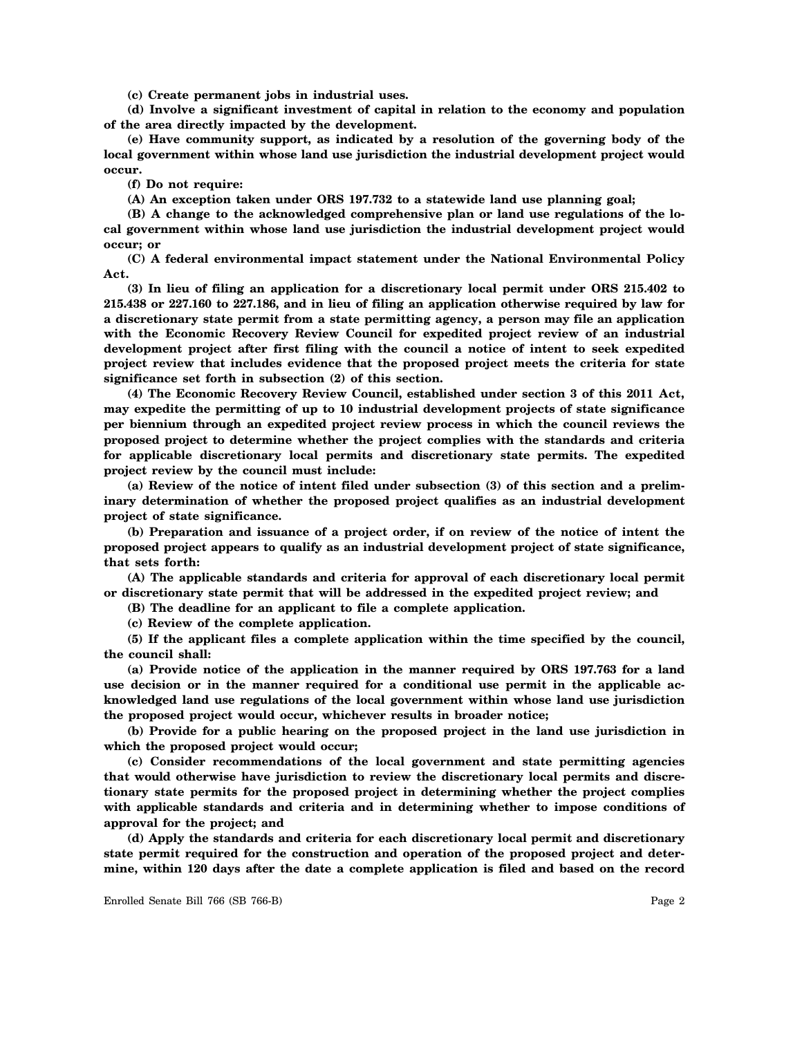**(c) Create permanent jobs in industrial uses.**

**(d) Involve a significant investment of capital in relation to the economy and population of the area directly impacted by the development.**

**(e) Have community support, as indicated by a resolution of the governing body of the local government within whose land use jurisdiction the industrial development project would occur.**

**(f) Do not require:**

**(A) An exception taken under ORS 197.732 to a statewide land use planning goal;**

**(B) A change to the acknowledged comprehensive plan or land use regulations of the local government within whose land use jurisdiction the industrial development project would occur; or**

**(C) A federal environmental impact statement under the National Environmental Policy Act.**

**(3) In lieu of filing an application for a discretionary local permit under ORS 215.402 to 215.438 or 227.160 to 227.186, and in lieu of filing an application otherwise required by law for a discretionary state permit from a state permitting agency, a person may file an application with the Economic Recovery Review Council for expedited project review of an industrial development project after first filing with the council a notice of intent to seek expedited project review that includes evidence that the proposed project meets the criteria for state significance set forth in subsection (2) of this section.**

**(4) The Economic Recovery Review Council, established under section 3 of this 2011 Act, may expedite the permitting of up to 10 industrial development projects of state significance per biennium through an expedited project review process in which the council reviews the proposed project to determine whether the project complies with the standards and criteria for applicable discretionary local permits and discretionary state permits. The expedited project review by the council must include:**

**(a) Review of the notice of intent filed under subsection (3) of this section and a preliminary determination of whether the proposed project qualifies as an industrial development project of state significance.**

**(b) Preparation and issuance of a project order, if on review of the notice of intent the proposed project appears to qualify as an industrial development project of state significance, that sets forth:**

**(A) The applicable standards and criteria for approval of each discretionary local permit or discretionary state permit that will be addressed in the expedited project review; and**

**(B) The deadline for an applicant to file a complete application.**

**(c) Review of the complete application.**

**(5) If the applicant files a complete application within the time specified by the council, the council shall:**

**(a) Provide notice of the application in the manner required by ORS 197.763 for a land use decision or in the manner required for a conditional use permit in the applicable acknowledged land use regulations of the local government within whose land use jurisdiction the proposed project would occur, whichever results in broader notice;**

**(b) Provide for a public hearing on the proposed project in the land use jurisdiction in which the proposed project would occur;**

**(c) Consider recommendations of the local government and state permitting agencies that would otherwise have jurisdiction to review the discretionary local permits and discretionary state permits for the proposed project in determining whether the project complies with applicable standards and criteria and in determining whether to impose conditions of approval for the project; and**

**(d) Apply the standards and criteria for each discretionary local permit and discretionary state permit required for the construction and operation of the proposed project and determine, within 120 days after the date a complete application is filed and based on the record**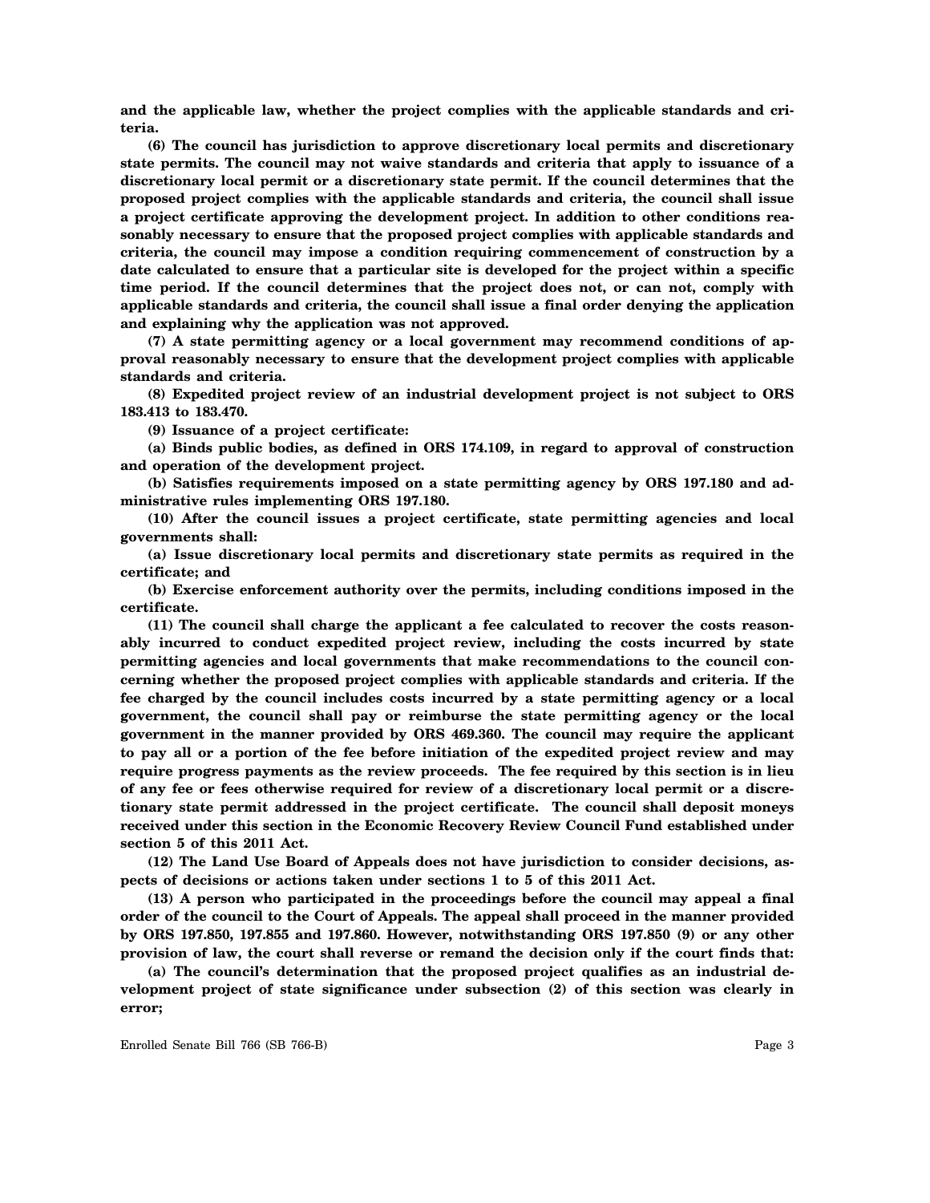**and the applicable law, whether the project complies with the applicable standards and criteria.**

**(6) The council has jurisdiction to approve discretionary local permits and discretionary state permits. The council may not waive standards and criteria that apply to issuance of a discretionary local permit or a discretionary state permit. If the council determines that the proposed project complies with the applicable standards and criteria, the council shall issue a project certificate approving the development project. In addition to other conditions reasonably necessary to ensure that the proposed project complies with applicable standards and criteria, the council may impose a condition requiring commencement of construction by a date calculated to ensure that a particular site is developed for the project within a specific time period. If the council determines that the project does not, or can not, comply with applicable standards and criteria, the council shall issue a final order denying the application and explaining why the application was not approved.**

**(7) A state permitting agency or a local government may recommend conditions of approval reasonably necessary to ensure that the development project complies with applicable standards and criteria.**

**(8) Expedited project review of an industrial development project is not subject to ORS 183.413 to 183.470.**

**(9) Issuance of a project certificate:**

**(a) Binds public bodies, as defined in ORS 174.109, in regard to approval of construction and operation of the development project.**

**(b) Satisfies requirements imposed on a state permitting agency by ORS 197.180 and administrative rules implementing ORS 197.180.**

**(10) After the council issues a project certificate, state permitting agencies and local governments shall:**

**(a) Issue discretionary local permits and discretionary state permits as required in the certificate; and**

**(b) Exercise enforcement authority over the permits, including conditions imposed in the certificate.**

**(11) The council shall charge the applicant a fee calculated to recover the costs reasonably incurred to conduct expedited project review, including the costs incurred by state permitting agencies and local governments that make recommendations to the council concerning whether the proposed project complies with applicable standards and criteria. If the fee charged by the council includes costs incurred by a state permitting agency or a local government, the council shall pay or reimburse the state permitting agency or the local government in the manner provided by ORS 469.360. The council may require the applicant to pay all or a portion of the fee before initiation of the expedited project review and may require progress payments as the review proceeds. The fee required by this section is in lieu of any fee or fees otherwise required for review of a discretionary local permit or a discretionary state permit addressed in the project certificate. The council shall deposit moneys received under this section in the Economic Recovery Review Council Fund established under section 5 of this 2011 Act.**

**(12) The Land Use Board of Appeals does not have jurisdiction to consider decisions, aspects of decisions or actions taken under sections 1 to 5 of this 2011 Act.**

**(13) A person who participated in the proceedings before the council may appeal a final order of the council to the Court of Appeals. The appeal shall proceed in the manner provided by ORS 197.850, 197.855 and 197.860. However, notwithstanding ORS 197.850 (9) or any other provision of law, the court shall reverse or remand the decision only if the court finds that:**

**(a) The council's determination that the proposed project qualifies as an industrial development project of state significance under subsection (2) of this section was clearly in error;**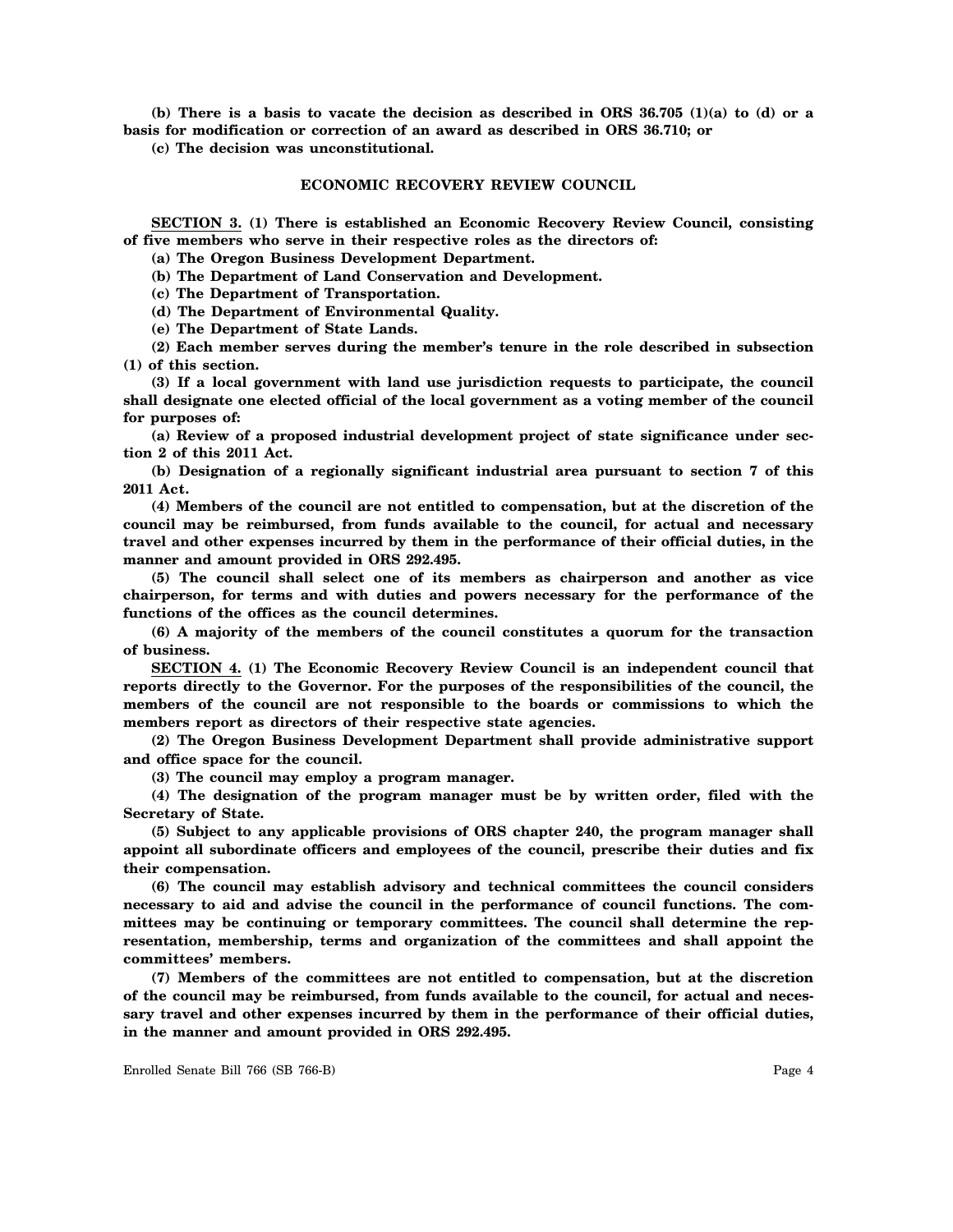**(b) There is a basis to vacate the decision as described in ORS 36.705 (1)(a) to (d) or a basis for modification or correction of an award as described in ORS 36.710; or**

**(c) The decision was unconstitutional.**

## ECONOMIC RECOVERY REVIEW COUNCIL

**SECTION 3. (1) There is established an Economic Recovery Review Council, consisting of five members who serve in their respective roles as the directors of:**

**(a) The Oregon Business Development Department.**

**(b) The Department of Land Conservation and Development.**

**(c) The Department of Transportation.**

**(d) The Department of Environmental Quality.**

**(e) The Department of State Lands.**

**(2) Each member serves during the member's tenure in the role described in subsection (1) of this section.**

**(3) If a local government with land use jurisdiction requests to participate, the council shall designate one elected official of the local government as a voting member of the council for purposes of:**

**(a) Review of a proposed industrial development project of state significance under section 2 of this 2011 Act.**

**(b) Designation of a regionally significant industrial area pursuant to section 7 of this 2011 Act.**

**(4) Members of the council are not entitled to compensation, but at the discretion of the council may be reimbursed, from funds available to the council, for actual and necessary travel and other expenses incurred by them in the performance of their official duties, in the manner and amount provided in ORS 292.495.**

**(5) The council shall select one of its members as chairperson and another as vice chairperson, for terms and with duties and powers necessary for the performance of the functions of the offices as the council determines.**

**(6) A majority of the members of the council constitutes a quorum for the transaction of business.**

**SECTION 4. (1) The Economic Recovery Review Council is an independent council that reports directly to the Governor. For the purposes of the responsibilities of the council, the members of the council are not responsible to the boards or commissions to which the members report as directors of their respective state agencies.**

**(2) The Oregon Business Development Department shall provide administrative support and office space for the council.**

**(3) The council may employ a program manager.**

**(4) The designation of the program manager must be by written order, filed with the Secretary of State.**

**(5) Subject to any applicable provisions of ORS chapter 240, the program manager shall appoint all subordinate officers and employees of the council, prescribe their duties and fix their compensation.**

**(6) The council may establish advisory and technical committees the council considers necessary to aid and advise the council in the performance of council functions. The committees may be continuing or temporary committees. The council shall determine the representation, membership, terms and organization of the committees and shall appoint the committees' members.**

**(7) Members of the committees are not entitled to compensation, but at the discretion of the council may be reimbursed, from funds available to the council, for actual and necessary travel and other expenses incurred by them in the performance of their official duties, in the manner and amount provided in ORS 292.495.**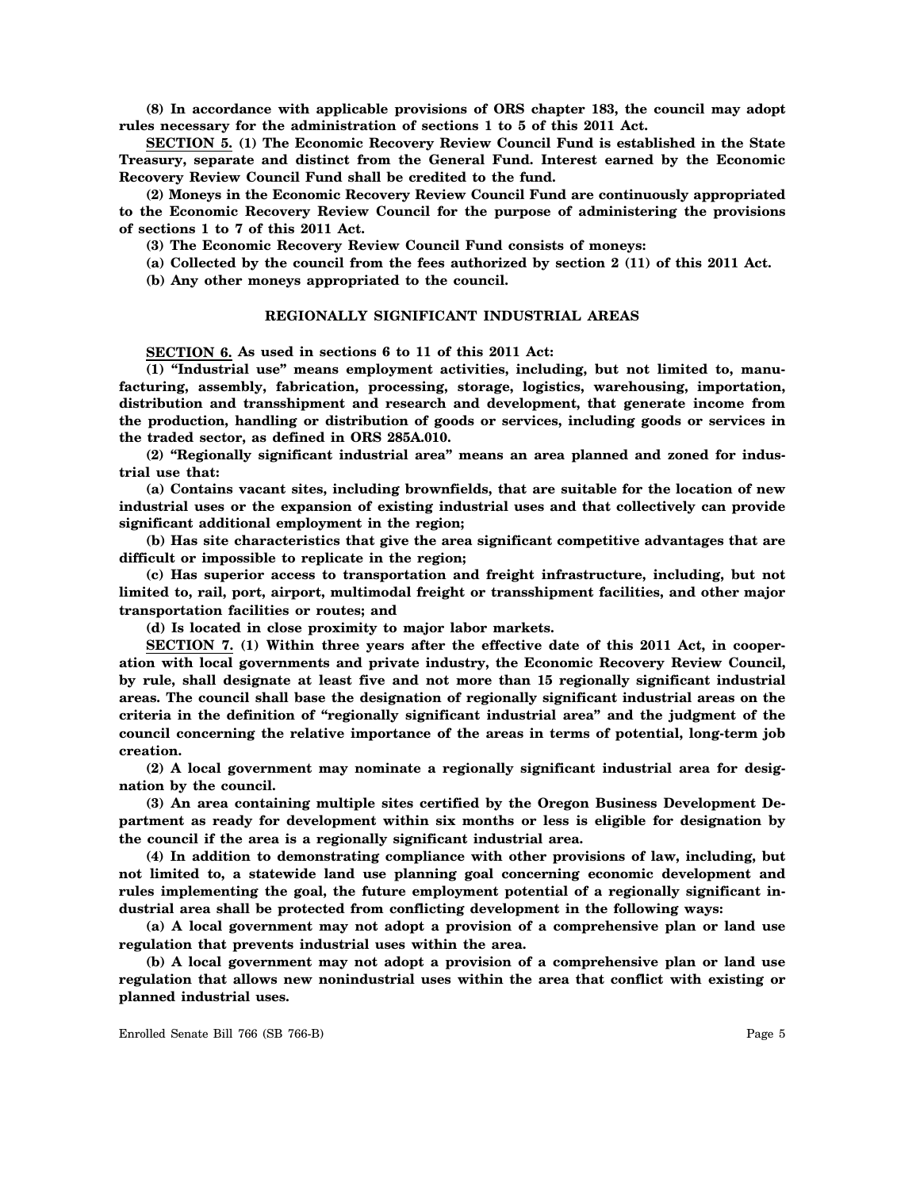**(8) In accordance with applicable provisions of ORS chapter 183, the council may adopt rules necessary for the administration of sections 1 to 5 of this 2011 Act.**

**SECTION 5. (1) The Economic Recovery Review Council Fund is established in the State Treasury, separate and distinct from the General Fund. Interest earned by the Economic Recovery Review Council Fund shall be credited to the fund.**

**(2) Moneys in the Economic Recovery Review Council Fund are continuously appropriated to the Economic Recovery Review Council for the purpose of administering the provisions of sections 1 to 7 of this 2011 Act.**

**(3) The Economic Recovery Review Council Fund consists of moneys:**

**(a) Collected by the council from the fees authorized by section 2 (11) of this 2011 Act.**

**(b) Any other moneys appropriated to the council.**

## REGIONALLY SIGNIFICANT INDUSTRIAL AREAS

**SECTION 6. As used in sections 6 to 11 of this 2011 Act:**

**(1) "Industrial use" means employment activities, including, but not limited to, manufacturing, assembly, fabrication, processing, storage, logistics, warehousing, importation, distribution and transshipment and research and development, that generate income from the production, handling or distribution of goods or services, including goods or services in the traded sector, as defined in ORS 285A.010.**

**(2) "Regionally significant industrial area" means an area planned and zoned for industrial use that:**

**(a) Contains vacant sites, including brownfields, that are suitable for the location of new industrial uses or the expansion of existing industrial uses and that collectively can provide significant additional employment in the region;**

**(b) Has site characteristics that give the area significant competitive advantages that are difficult or impossible to replicate in the region;**

**(c) Has superior access to transportation and freight infrastructure, including, but not limited to, rail, port, airport, multimodal freight or transshipment facilities, and other major transportation facilities or routes; and**

**(d) Is located in close proximity to major labor markets.**

**SECTION 7. (1) Within three years after the effective date of this 2011 Act, in cooperation with local governments and private industry, the Economic Recovery Review Council, by rule, shall designate at least five and not more than 15 regionally significant industrial areas. The council shall base the designation of regionally significant industrial areas on the criteria in the definition of "regionally significant industrial area" and the judgment of the council concerning the relative importance of the areas in terms of potential, long-term job creation.**

**(2) A local government may nominate a regionally significant industrial area for designation by the council.**

**(3) An area containing multiple sites certified by the Oregon Business Development Department as ready for development within six months or less is eligible for designation by the council if the area is a regionally significant industrial area.**

**(4) In addition to demonstrating compliance with other provisions of law, including, but not limited to, a statewide land use planning goal concerning economic development and rules implementing the goal, the future employment potential of a regionally significant industrial area shall be protected from conflicting development in the following ways:**

**(a) A local government may not adopt a provision of a comprehensive plan or land use regulation that prevents industrial uses within the area.**

**(b) A local government may not adopt a provision of a comprehensive plan or land use regulation that allows new nonindustrial uses within the area that conflict with existing or planned industrial uses.**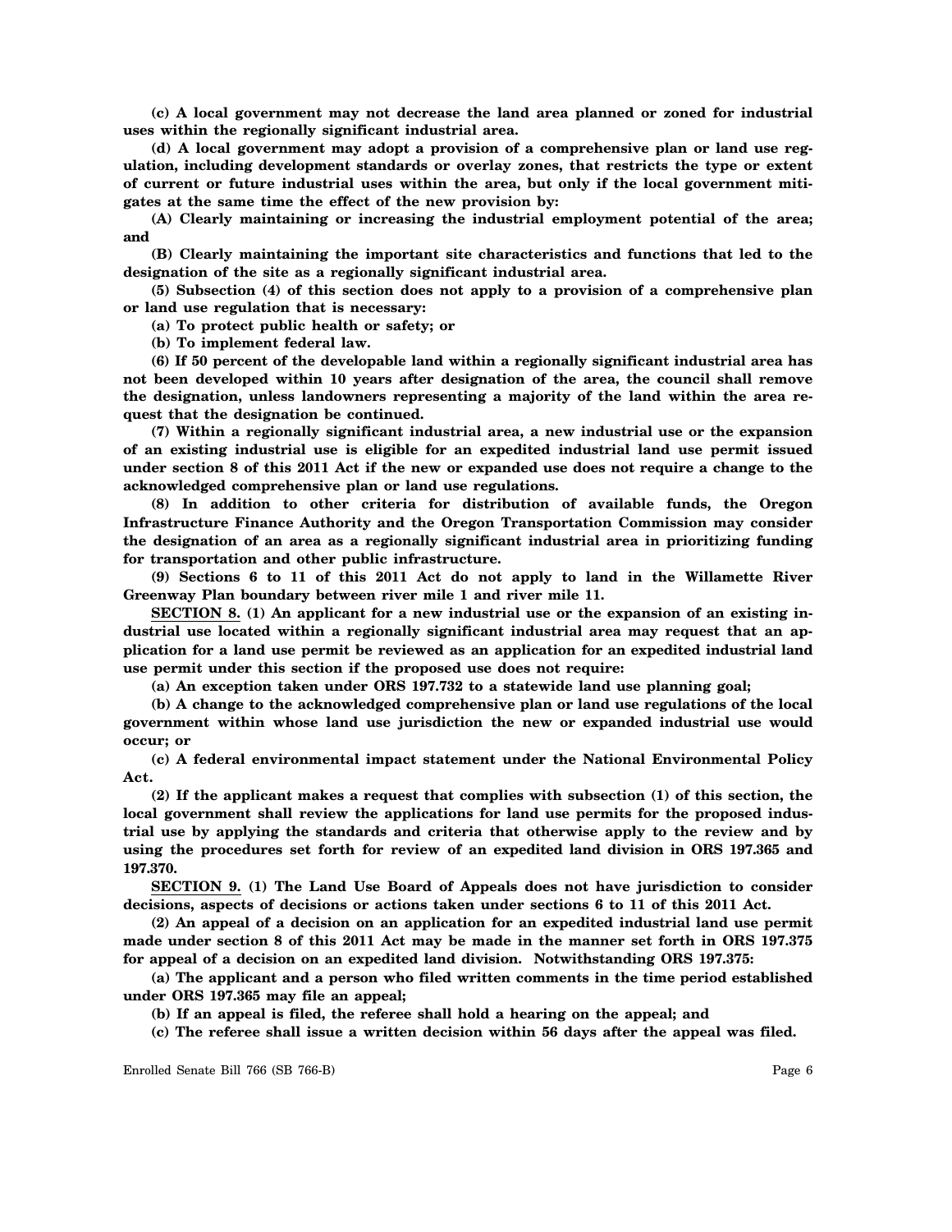**(c) A local government may not decrease the land area planned or zoned for industrial uses within the regionally significant industrial area.**

**(d) A local government may adopt a provision of a comprehensive plan or land use regulation, including development standards or overlay zones, that restricts the type or extent of current or future industrial uses within the area, but only if the local government mitigates at the same time the effect of the new provision by:**

**(A) Clearly maintaining or increasing the industrial employment potential of the area; and**

**(B) Clearly maintaining the important site characteristics and functions that led to the designation of the site as a regionally significant industrial area.**

**(5) Subsection (4) of this section does not apply to a provision of a comprehensive plan or land use regulation that is necessary:**

**(a) To protect public health or safety; or**

**(b) To implement federal law.**

**(6) If 50 percent of the developable land within a regionally significant industrial area has not been developed within 10 years after designation of the area, the council shall remove the designation, unless landowners representing a majority of the land within the area request that the designation be continued.**

**(7) Within a regionally significant industrial area, a new industrial use or the expansion of an existing industrial use is eligible for an expedited industrial land use permit issued under section 8 of this 2011 Act if the new or expanded use does not require a change to the acknowledged comprehensive plan or land use regulations.**

**(8) In addition to other criteria for distribution of available funds, the Oregon Infrastructure Finance Authority and the Oregon Transportation Commission may consider the designation of an area as a regionally significant industrial area in prioritizing funding for transportation and other public infrastructure.**

**(9) Sections 6 to 11 of this 2011 Act do not apply to land in the Willamette River Greenway Plan boundary between river mile 1 and river mile 11.**

**SECTION 8. (1) An applicant for a new industrial use or the expansion of an existing industrial use located within a regionally significant industrial area may request that an application for a land use permit be reviewed as an application for an expedited industrial land use permit under this section if the proposed use does not require:**

**(a) An exception taken under ORS 197.732 to a statewide land use planning goal;**

**(b) A change to the acknowledged comprehensive plan or land use regulations of the local government within whose land use jurisdiction the new or expanded industrial use would occur; or**

**(c) A federal environmental impact statement under the National Environmental Policy Act.**

**(2) If the applicant makes a request that complies with subsection (1) of this section, the local government shall review the applications for land use permits for the proposed industrial use by applying the standards and criteria that otherwise apply to the review and by using the procedures set forth for review of an expedited land division in ORS 197.365 and 197.370.**

**SECTION 9. (1) The Land Use Board of Appeals does not have jurisdiction to consider decisions, aspects of decisions or actions taken under sections 6 to 11 of this 2011 Act.**

**(2) An appeal of a decision on an application for an expedited industrial land use permit made under section 8 of this 2011 Act may be made in the manner set forth in ORS 197.375 for appeal of a decision on an expedited land division. Notwithstanding ORS 197.375:**

**(a) The applicant and a person who filed written comments in the time period established under ORS 197.365 may file an appeal;**

**(b) If an appeal is filed, the referee shall hold a hearing on the appeal; and**

**(c) The referee shall issue a written decision within 56 days after the appeal was filed.**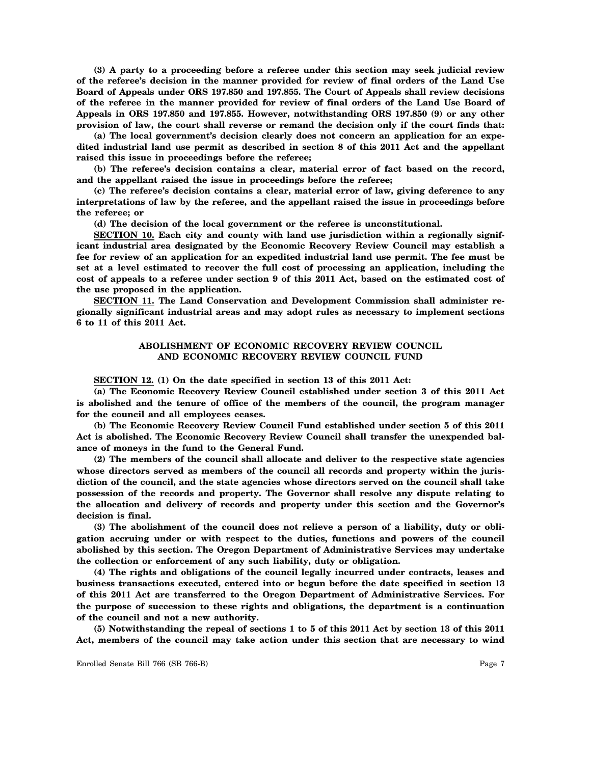**(3) A party to a proceeding before a referee under this section may seek judicial review of the referee's decision in the manner provided for review of final orders of the Land Use Board of Appeals under ORS 197.850 and 197.855. The Court of Appeals shall review decisions of the referee in the manner provided for review of final orders of the Land Use Board of Appeals in ORS 197.850 and 197.855. However, notwithstanding ORS 197.850 (9) or any other provision of law, the court shall reverse or remand the decision only if the court finds that:**

**(a) The local government's decision clearly does not concern an application for an expedited industrial land use permit as described in section 8 of this 2011 Act and the appellant raised this issue in proceedings before the referee;**

**(b) The referee's decision contains a clear, material error of fact based on the record, and the appellant raised the issue in proceedings before the referee;**

**(c) The referee's decision contains a clear, material error of law, giving deference to any interpretations of law by the referee, and the appellant raised the issue in proceedings before the referee; or**

**(d) The decision of the local government or the referee is unconstitutional.**

**SECTION 10. Each city and county with land use jurisdiction within a regionally significant industrial area designated by the Economic Recovery Review Council may establish a fee for review of an application for an expedited industrial land use permit. The fee must be set at a level estimated to recover the full cost of processing an application, including the cost of appeals to a referee under section 9 of this 2011 Act, based on the estimated cost of the use proposed in the application.**

**SECTION 11. The Land Conservation and Development Commission shall administer regionally significant industrial areas and may adopt rules as necessary to implement sections 6 to 11 of this 2011 Act.**

## ABOLISHMENT OF ECONOMIC RECOVERY REVIEW COUNCIL AND ECONOMIC RECOVERY REVIEW COUNCIL FUND

**SECTION 12. (1) On the date specified in section 13 of this 2011 Act:**

**(a) The Economic Recovery Review Council established under section 3 of this 2011 Act is abolished and the tenure of office of the members of the council, the program manager for the council and all employees ceases.**

**(b) The Economic Recovery Review Council Fund established under section 5 of this 2011 Act is abolished. The Economic Recovery Review Council shall transfer the unexpended balance of moneys in the fund to the General Fund.**

**(2) The members of the council shall allocate and deliver to the respective state agencies whose directors served as members of the council all records and property within the jurisdiction of the council, and the state agencies whose directors served on the council shall take possession of the records and property. The Governor shall resolve any dispute relating to the allocation and delivery of records and property under this section and the Governor's decision is final.**

**(3) The abolishment of the council does not relieve a person of a liability, duty or obligation accruing under or with respect to the duties, functions and powers of the council abolished by this section. The Oregon Department of Administrative Services may undertake the collection or enforcement of any such liability, duty or obligation.**

**(4) The rights and obligations of the council legally incurred under contracts, leases and business transactions executed, entered into or begun before the date specified in section 13 of this 2011 Act are transferred to the Oregon Department of Administrative Services. For the purpose of succession to these rights and obligations, the department is a continuation of the council and not a new authority.**

**(5) Notwithstanding the repeal of sections 1 to 5 of this 2011 Act by section 13 of this 2011 Act, members of the council may take action under this section that are necessary to wind**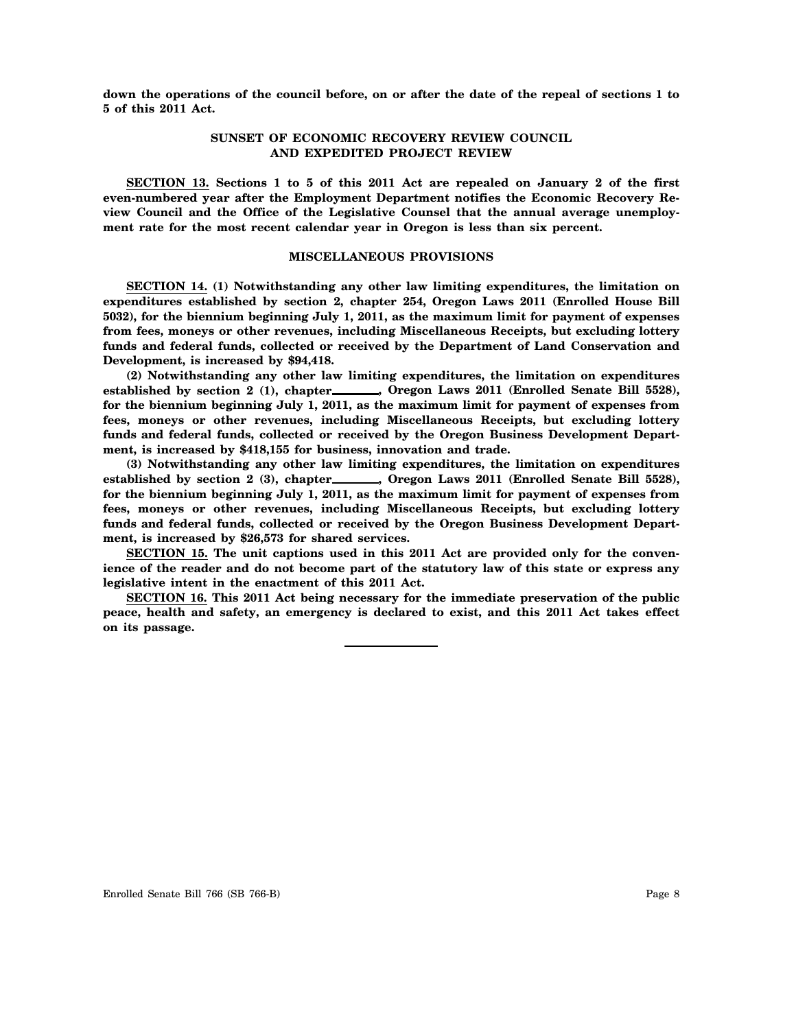**down the operations of the council before, on or after the date of the repeal of sections 1 to 5 of this 2011 Act.**

## SUNSET OF ECONOMIC RECOVERY REVIEW COUNCIL AND EXPEDITED PROJECT REVIEW

**SECTION 13. Sections 1 to 5 of this 2011 Act are repealed on January 2 of the first even-numbered year after the Employment Department notifies the Economic Recovery Review Council and the Office of the Legislative Counsel that the annual average unemployment rate for the most recent calendar year in Oregon is less than six percent.**

## MISCELLANEOUS PROVISIONS

**SECTION 14. (1) Notwithstanding any other law limiting expenditures, the limitation on expenditures established by section 2, chapter 254, Oregon Laws 2011 (Enrolled House Bill 5032), for the biennium beginning July 1, 2011, as the maximum limit for payment of expenses from fees, moneys or other revenues, including Miscellaneous Receipts, but excluding lottery funds and federal funds, collected or received by the Department of Land Conservation and Development, is increased by $94,418.**

**(2) Notwithstanding any other law limiting expenditures, the limitation on expenditures established by section 2 (1), chapter \_\_\_\_\_\_\_, Oregon Laws 2011 (Enrolled Senate Bill 5528), for the biennium beginning July 1, 2011, as the maximum limit for payment of expenses from fees, moneys or other revenues, including Miscellaneous Receipts, but excluding lottery funds and federal funds, collected or received by the Oregon Business Development Department, is increased by $418,155 for business, innovation and trade.**

**(3) Notwithstanding any other law limiting expenditures, the limitation on expenditures established by section 2 (3), chapter \_\_\_\_\_\_\_, Oregon Laws 2011 (Enrolled Senate Bill 5528), for the biennium beginning July 1, 2011, as the maximum limit for payment of expenses from fees, moneys or other revenues, including Miscellaneous Receipts, but excluding lottery funds and federal funds, collected or received by the Oregon Business Development Department, is increased by $26,573 for shared services.**

**SECTION 15. The unit captions used in this 2011 Act are provided only for the convenience of the reader and do not become part of the statutory law of this state or express any legislative intent in the enactment of this 2011 Act.**

**SECTION 16. This 2011 Act being necessary for the immediate preservation of the public peace, health and safety, an emergency is declared to exist, and this 2011 Act takes effect on its passage.**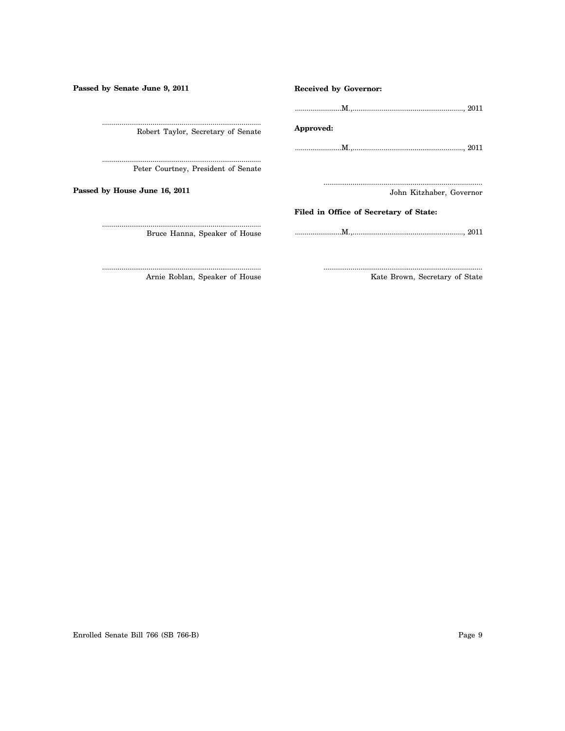**Passed by Senate June 9, 2011**

..................................................................................
Robert Taylor, Secretary of Senate

..................................................................................
Peter Courtney, President of Senate

**Passed by House June 16, 2011**

..................................................................................
Bruce Hanna, Speaker of House

..................................................................................
Arnie Roblan, Speaker of House

**Received by Governor:**

........................M.,........................................................., 2011

**Approved:**

........................M.,........................................................., 2011

..................................................................................
John Kitzhaber, Governor

**Filed in Office of Secretary of State:**

........................M.,........................................................., 2011

..................................................................................
Kate Brown, Secretary of State